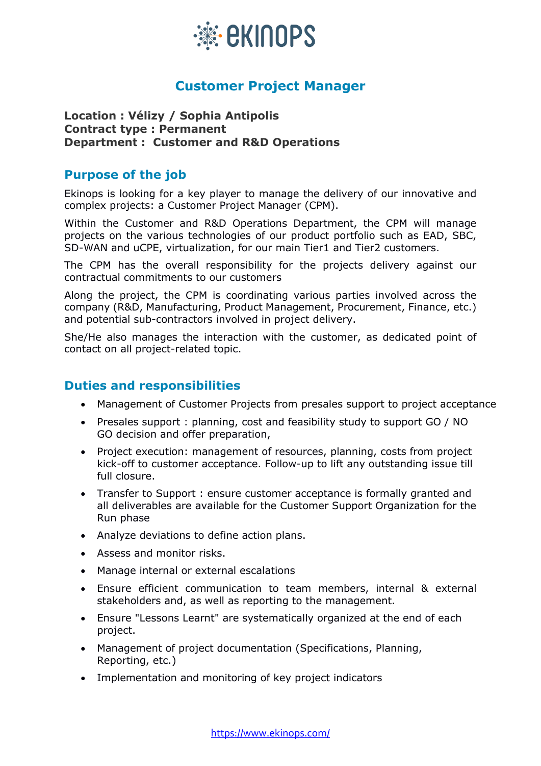# Customer Project Manager

**Location : Vélizy / Sophia Antipolis**
**Contract type : Permanent**
**Department : Customer and R&D Operations**

## Purpose of the job

Ekinops is looking for a key player to manage the delivery of our innovative and complex projects: a Customer Project Manager (CPM).

Within the Customer and R&D Operations Department, the CPM will manage projects on the various technologies of our product portfolio such as EAD, SBC, SD-WAN and uCPE, virtualization, for our main Tier1 and Tier2 customers.

The CPM has the overall responsibility for the projects delivery against our contractual commitments to our customers

Along the project, the CPM is coordinating various parties involved across the company (R&D, Manufacturing, Product Management, Procurement, Finance, etc.) and potential sub-contractors involved in project delivery.

She/He also manages the interaction with the customer, as dedicated point of contact on all project-related topic.

## Duties and responsibilities

- Management of Customer Projects from presales support to project acceptance
- Presales support : planning, cost and feasibility study to support GO / NO GO decision and offer preparation,
- Project execution: management of resources, planning, costs from project kick-off to customer acceptance. Follow-up to lift any outstanding issue till full closure.
- Transfer to Support : ensure customer acceptance is formally granted and all deliverables are available for the Customer Support Organization for the Run phase
- Analyze deviations to define action plans.
- Assess and monitor risks.
- Manage internal or external escalations
- Ensure efficient communication to team members, internal & external stakeholders and, as well as reporting to the management.
- Ensure "Lessons Learnt" are systematically organized at the end of each project.
- Management of project documentation (Specifications, Planning, Reporting, etc.)
- Implementation and monitoring of key project indicators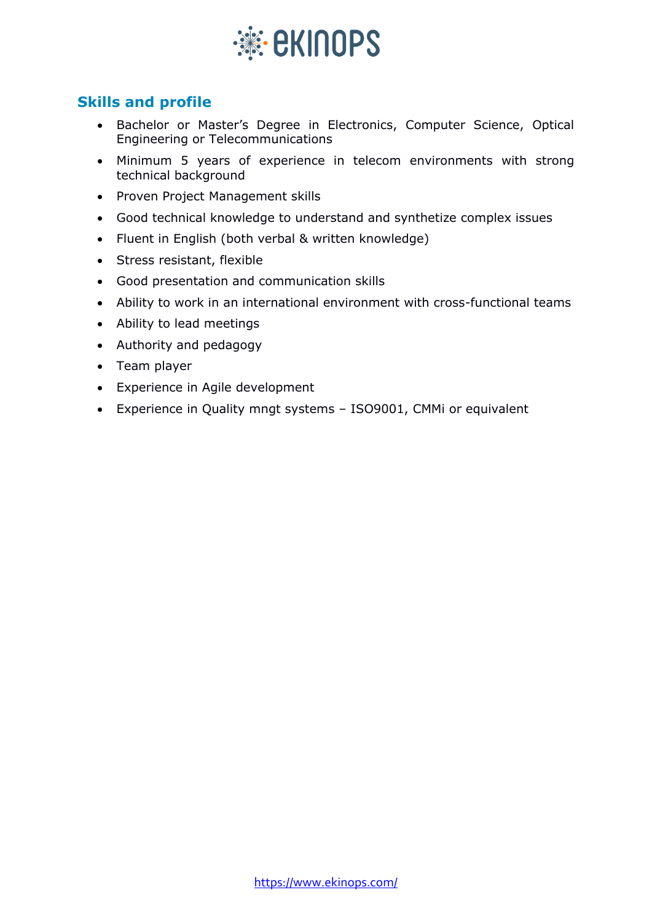## Skills and profile

- Bachelor or Master's Degree in Electronics, Computer Science, Optical Engineering or Telecommunications
- Minimum 5 years of experience in telecom environments with strong technical background
- Proven Project Management skills
- Good technical knowledge to understand and synthetize complex issues
- Fluent in English (both verbal & written knowledge)
- Stress resistant, flexible
- Good presentation and communication skills
- Ability to work in an international environment with cross-functional teams
- Ability to lead meetings
- Authority and pedagogy
- Team player
- Experience in Agile development
- Experience in Quality mngt systems – ISO9001, CMMi or equivalent